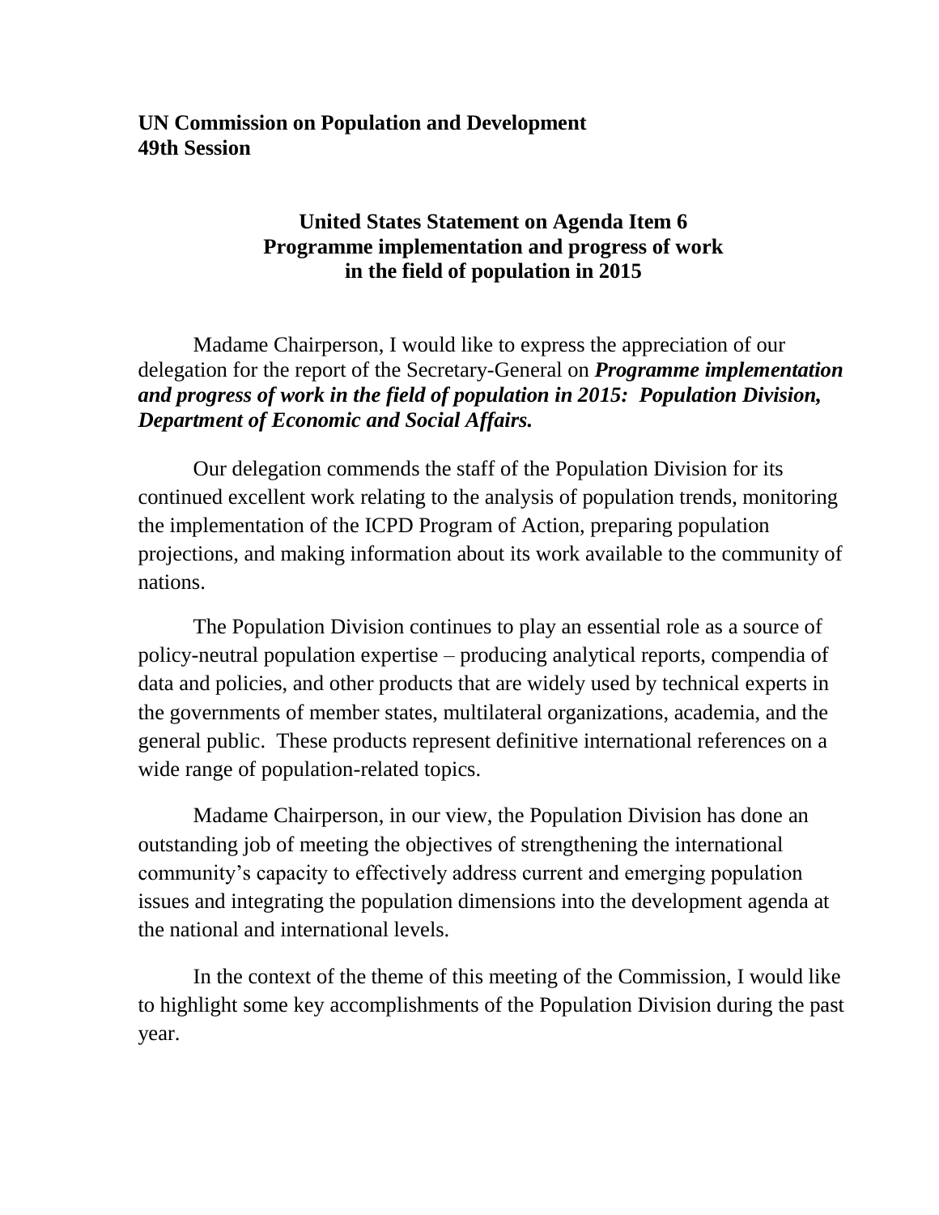**UN Commission on Population and Development**
**49th Session**

## United States Statement on Agenda Item 6
## Programme implementation and progress of work in the field of population in 2015

Madame Chairperson, I would like to express the appreciation of our delegation for the report of the Secretary-General on ***Programme implementation and progress of work in the field of population in 2015: Population Division, Department of Economic and Social Affairs.***

Our delegation commends the staff of the Population Division for its continued excellent work relating to the analysis of population trends, monitoring the implementation of the ICPD Program of Action, preparing population projections, and making information about its work available to the community of nations.

The Population Division continues to play an essential role as a source of policy-neutral population expertise – producing analytical reports, compendia of data and policies, and other products that are widely used by technical experts in the governments of member states, multilateral organizations, academia, and the general public. These products represent definitive international references on a wide range of population-related topics.

Madame Chairperson, in our view, the Population Division has done an outstanding job of meeting the objectives of strengthening the international community's capacity to effectively address current and emerging population issues and integrating the population dimensions into the development agenda at the national and international levels.

In the context of the theme of this meeting of the Commission, I would like to highlight some key accomplishments of the Population Division during the past year.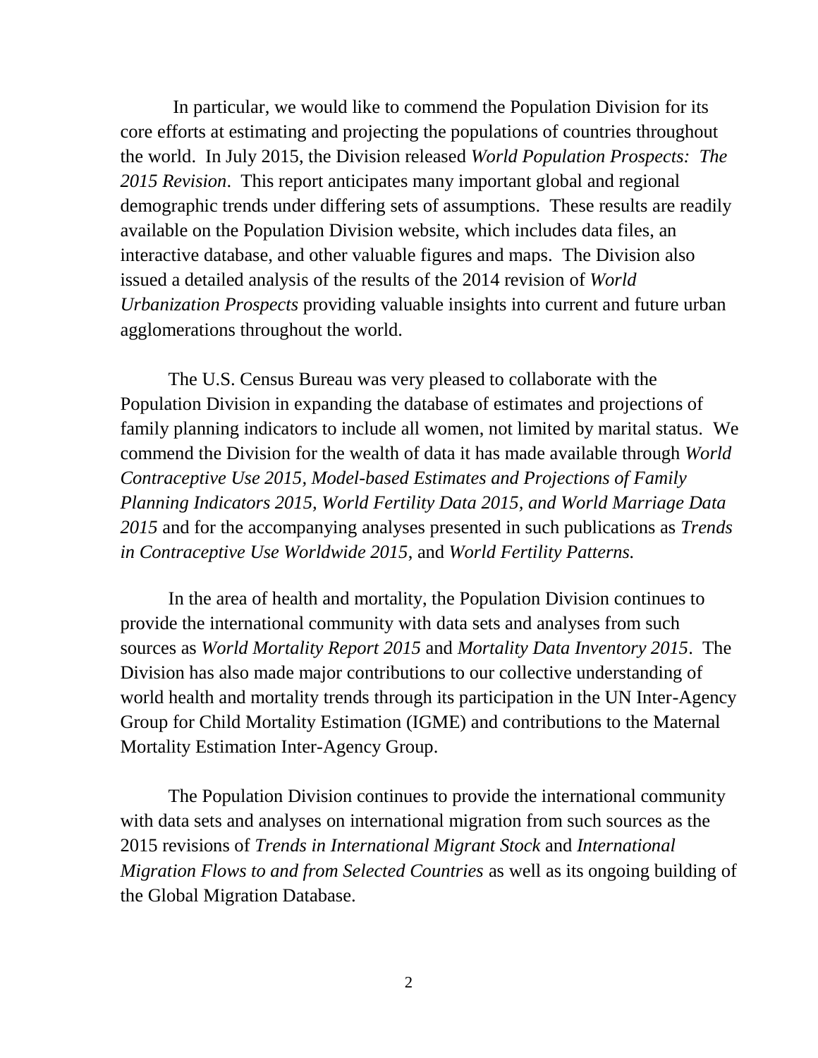In particular, we would like to commend the Population Division for its core efforts at estimating and projecting the populations of countries throughout the world. In July 2015, the Division released *World Population Prospects: The 2015 Revision*. This report anticipates many important global and regional demographic trends under differing sets of assumptions. These results are readily available on the Population Division website, which includes data files, an interactive database, and other valuable figures and maps. The Division also issued a detailed analysis of the results of the 2014 revision of *World Urbanization Prospects* providing valuable insights into current and future urban agglomerations throughout the world.

The U.S. Census Bureau was very pleased to collaborate with the Population Division in expanding the database of estimates and projections of family planning indicators to include all women, not limited by marital status. We commend the Division for the wealth of data it has made available through *World Contraceptive Use 2015, Model-based Estimates and Projections of Family Planning Indicators 2015, World Fertility Data 2015, and World Marriage Data 2015* and for the accompanying analyses presented in such publications as *Trends in Contraceptive Use Worldwide 2015*, and *World Fertility Patterns.*

In the area of health and mortality, the Population Division continues to provide the international community with data sets and analyses from such sources as *World Mortality Report 2015* and *Mortality Data Inventory 2015*. The Division has also made major contributions to our collective understanding of world health and mortality trends through its participation in the UN Inter-Agency Group for Child Mortality Estimation (IGME) and contributions to the Maternal Mortality Estimation Inter-Agency Group.

The Population Division continues to provide the international community with data sets and analyses on international migration from such sources as the 2015 revisions of *Trends in International Migrant Stock* and *International Migration Flows to and from Selected Countries* as well as its ongoing building of the Global Migration Database.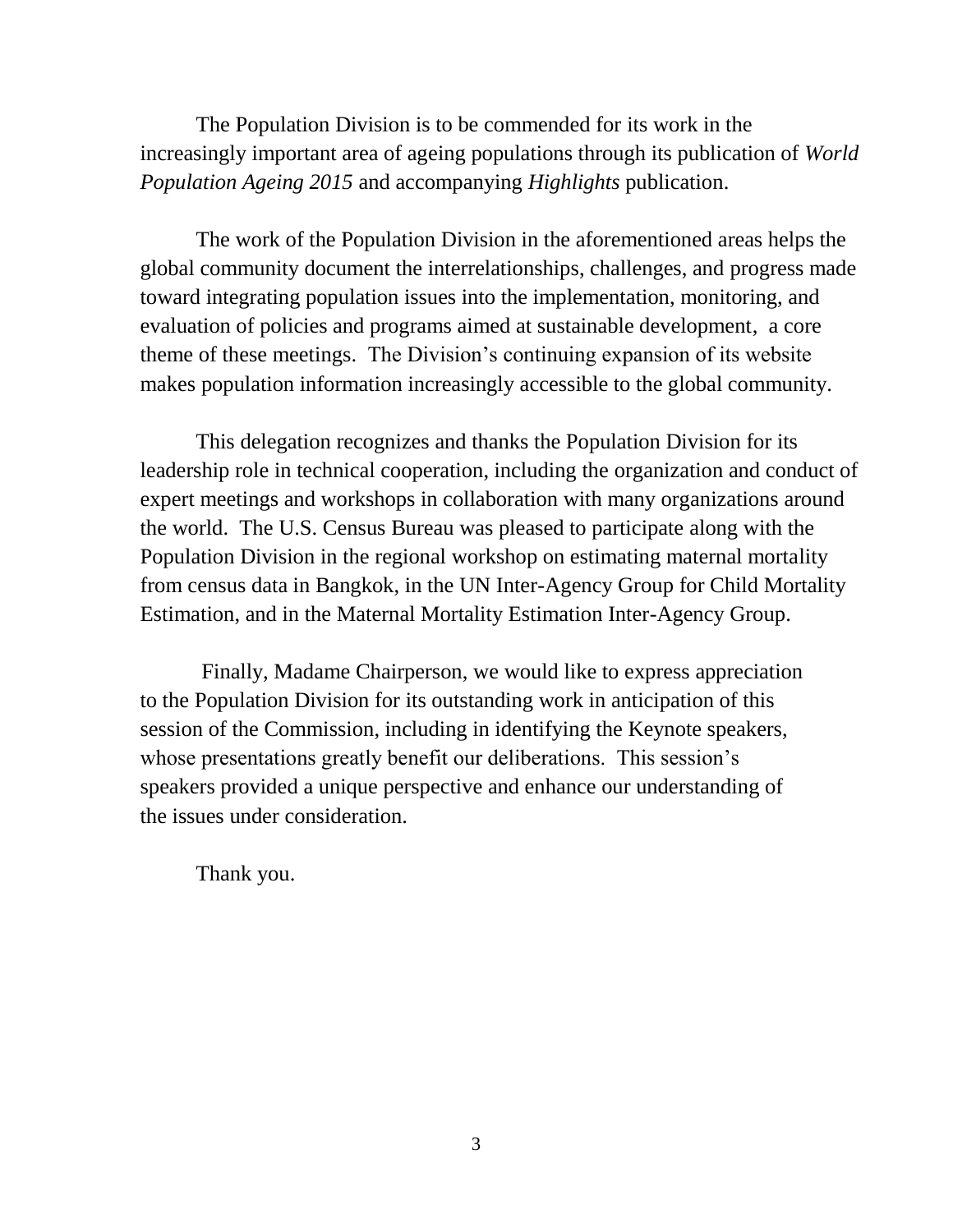The Population Division is to be commended for its work in the increasingly important area of ageing populations through its publication of *World Population Ageing 2015* and accompanying *Highlights* publication.

The work of the Population Division in the aforementioned areas helps the global community document the interrelationships, challenges, and progress made toward integrating population issues into the implementation, monitoring, and evaluation of policies and programs aimed at sustainable development, a core theme of these meetings. The Division's continuing expansion of its website makes population information increasingly accessible to the global community.

This delegation recognizes and thanks the Population Division for its leadership role in technical cooperation, including the organization and conduct of expert meetings and workshops in collaboration with many organizations around the world. The U.S. Census Bureau was pleased to participate along with the Population Division in the regional workshop on estimating maternal mortality from census data in Bangkok, in the UN Inter-Agency Group for Child Mortality Estimation, and in the Maternal Mortality Estimation Inter-Agency Group.

Finally, Madame Chairperson, we would like to express appreciation to the Population Division for its outstanding work in anticipation of this session of the Commission, including in identifying the Keynote speakers, whose presentations greatly benefit our deliberations. This session's speakers provided a unique perspective and enhance our understanding of the issues under consideration.

Thank you.